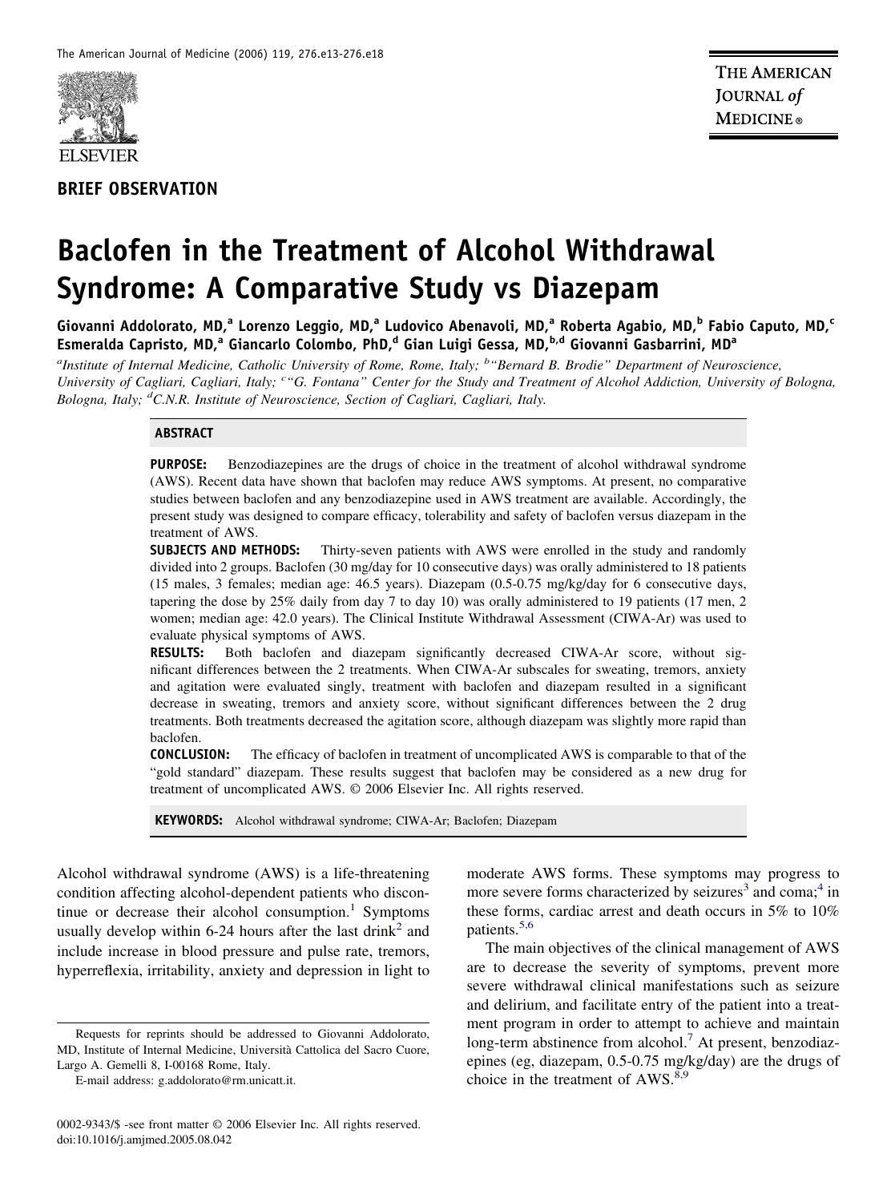BRIEF OBSERVATION

# Baclofen in the Treatment of Alcohol Withdrawal Syndrome: A Comparative Study vs Diazepam

Giovanni Addolorato, MD,[a] Lorenzo Leggio, MD,[a] Ludovico Abenavoli, MD,[a] Roberta Agabio, MD,[b] Fabio Caputo, MD,[c] Esmeralda Capristo, MD,[a] Giancarlo Colombo, PhD,[d] Gian Luigi Gessa, MD,[b,d] Giovanni Gasbarrini, MD[a]

*[a]Institute of Internal Medicine, Catholic University of Rome, Rome, Italy; [b]"Bernard B. Brodie" Department of Neuroscience, University of Cagliari, Cagliari, Italy; [c]"G. Fontana" Center for the Study and Treatment of Alcohol Addiction, University of Bologna, Bologna, Italy; [d]C.N.R. Institute of Neuroscience, Section of Cagliari, Cagliari, Italy.*

## ABSTRACT

**PURPOSE:** Benzodiazepines are the drugs of choice in the treatment of alcohol withdrawal syndrome (AWS). Recent data have shown that baclofen may reduce AWS symptoms. At present, no comparative studies between baclofen and any benzodiazepine used in AWS treatment are available. Accordingly, the present study was designed to compare efficacy, tolerability and safety of baclofen versus diazepam in the treatment of AWS.

**SUBJECTS AND METHODS:** Thirty-seven patients with AWS were enrolled in the study and randomly divided into 2 groups. Baclofen (30 mg/day for 10 consecutive days) was orally administered to 18 patients (15 males, 3 females; median age: 46.5 years). Diazepam (0.5-0.75 mg/kg/day for 6 consecutive days, tapering the dose by 25% daily from day 7 to day 10) was orally administered to 19 patients (17 men, 2 women; median age: 42.0 years). The Clinical Institute Withdrawal Assessment (CIWA-Ar) was used to evaluate physical symptoms of AWS.

**RESULTS:** Both baclofen and diazepam significantly decreased CIWA-Ar score, without significant differences between the 2 treatments. When CIWA-Ar subscales for sweating, tremors, anxiety and agitation were evaluated singly, treatment with baclofen and diazepam resulted in a significant decrease in sweating, tremors and anxiety score, without significant differences between the 2 drug treatments. Both treatments decreased the agitation score, although diazepam was slightly more rapid than baclofen.

**CONCLUSION:** The efficacy of baclofen in treatment of uncomplicated AWS is comparable to that of the "gold standard" diazepam. These results suggest that baclofen may be considered as a new drug for treatment of uncomplicated AWS. © 2006 Elsevier Inc. All rights reserved.

**KEYWORDS:** Alcohol withdrawal syndrome; CIWA-Ar; Baclofen; Diazepam

Alcohol withdrawal syndrome (AWS) is a life-threatening condition affecting alcohol-dependent patients who discontinue or decrease their alcohol consumption.[1] Symptoms usually develop within 6-24 hours after the last drink[2] and include increase in blood pressure and pulse rate, tremors, hyperreflexia, irritability, anxiety and depression in light to moderate AWS forms. These symptoms may progress to more severe forms characterized by seizures[3] and coma;[4] in these forms, cardiac arrest and death occurs in 5% to 10% patients.[5,6]

The main objectives of the clinical management of AWS are to decrease the severity of symptoms, prevent more severe withdrawal clinical manifestations such as seizure and delirium, and facilitate entry of the patient into a treatment program in order to attempt to achieve and maintain long-term abstinence from alcohol.[7] At present, benzodiazepines (eg, diazepam, 0.5-0.75 mg/kg/day) are the drugs of choice in the treatment of AWS.[8,9]

Requests for reprints should be addressed to Giovanni Addolorato, MD, Institute of Internal Medicine, Università Cattolica del Sacro Cuore, Largo A. Gemelli 8, I-00168 Rome, Italy.

E-mail address: g.addolorato@rm.unicatt.it.

0002-9343/$ -see front matter © 2006 Elsevier Inc. All rights reserved.
doi:10.1016/j.amjmed.2005.08.042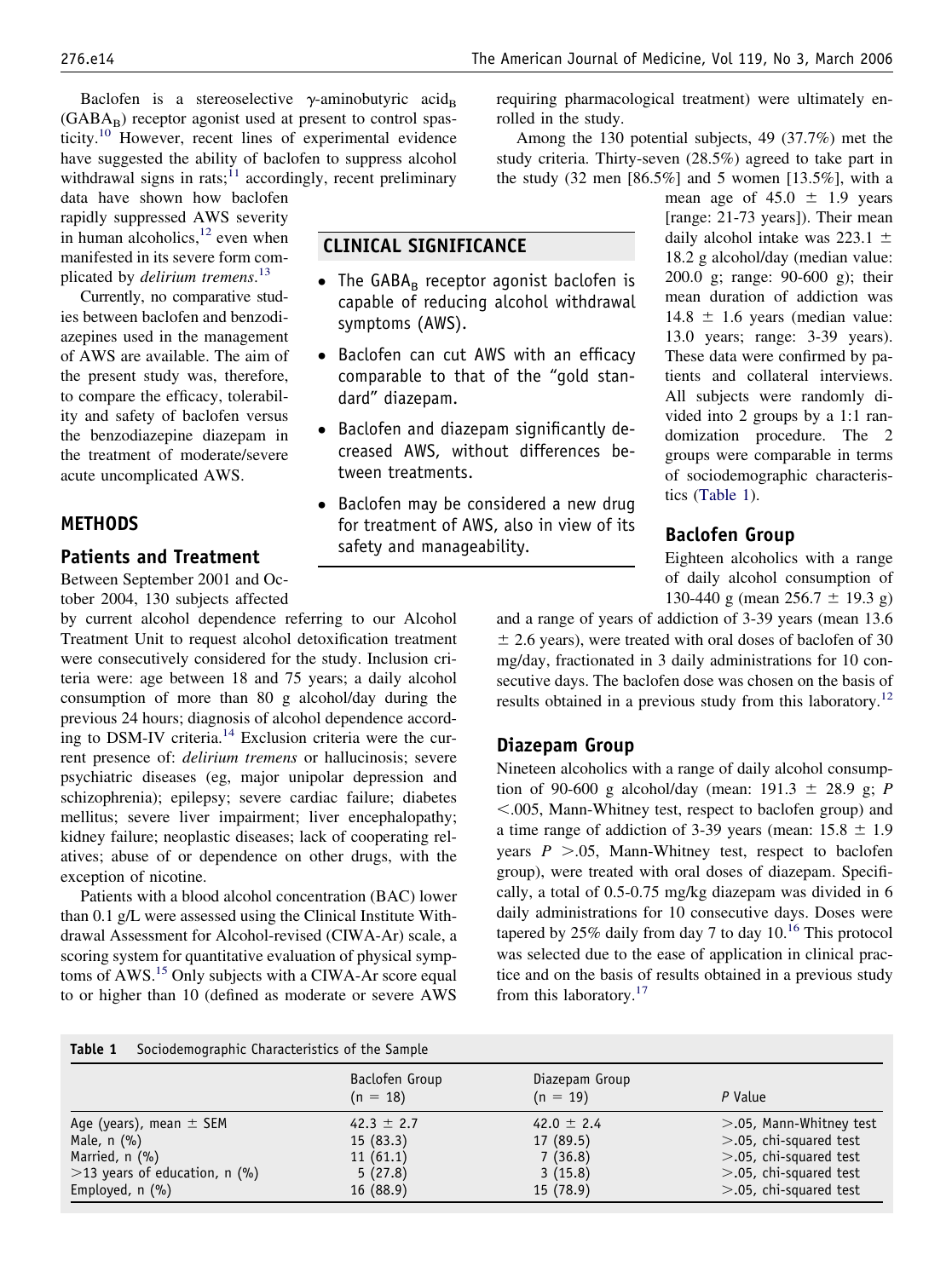Baclofen is a stereoselective γ-aminobutyric $acid_B$ ($GABA_B$) receptor agonist used at present to control spasticity.[10] However, recent lines of experimental evidence have suggested the ability of baclofen to suppress alcohol withdrawal signs in rats;[11] accordingly, recent preliminary data have shown how baclofen rapidly suppressed AWS severity in human alcoholics,[12] even when manifested in its severe form complicated by *delirium tremens*.[13]

Currently, no comparative studies between baclofen and benzodiazepines used in the management of AWS are available. The aim of the present study was, therefore, to compare the efficacy, tolerability and safety of baclofen versus the benzodiazepine diazepam in the treatment of moderate/severe acute uncomplicated AWS.

## CLINICAL SIGNIFICANCE

- The $GABA_B$ receptor agonist baclofen is capable of reducing alcohol withdrawal symptoms (AWS).
- Baclofen can cut AWS with an efficacy comparable to that of the "gold standard" diazepam.
- Baclofen and diazepam significantly decreased AWS, without differences between treatments.
- Baclofen may be considered a new drug for treatment of AWS, also in view of its safety and manageability.

## METHODS

### Patients and Treatment

Between September 2001 and October 2004, 130 subjects affected by current alcohol dependence referring to our Alcohol Treatment Unit to request alcohol detoxification treatment were consecutively considered for the study. Inclusion criteria were: age between 18 and 75 years; a daily alcohol consumption of more than 80 g alcohol/day during the previous 24 hours; diagnosis of alcohol dependence according to DSM-IV criteria.[14] Exclusion criteria were the current presence of: *delirium tremens* or hallucinosis; severe psychiatric diseases (eg, major unipolar depression and schizophrenia); epilepsy; severe cardiac failure; diabetes mellitus; severe liver impairment; liver encephalopathy; kidney failure; neoplastic diseases; lack of cooperating relatives; abuse of or dependence on other drugs, with the exception of nicotine.

Patients with a blood alcohol concentration (BAC) lower than 0.1 g/L were assessed using the Clinical Institute Withdrawal Assessment for Alcohol-revised (CIWA-Ar) scale, a scoring system for quantitative evaluation of physical symptoms of AWS.[15] Only subjects with a CIWA-Ar score equal to or higher than 10 (defined as moderate or severe AWS requiring pharmacological treatment) were ultimately enrolled in the study.

Among the 130 potential subjects, 49 (37.7%) met the study criteria. Thirty-seven (28.5%) agreed to take part in the study (32 men [86.5%] and 5 women [13.5%], with a mean age of 45.0 ± 1.9 years [range: 21-73 years]). Their mean daily alcohol intake was 223.1 ± 18.2 g alcohol/day (median value: 200.0 g; range: 90-600 g); their mean duration of addiction was 14.8 ± 1.6 years (median value: 13.0 years; range: 3-39 years). These data were confirmed by patients and collateral interviews. All subjects were randomly divided into 2 groups by a 1:1 randomization procedure. The 2 groups were comparable in terms of sociodemographic characteristics (Table 1).

### Baclofen Group

Eighteen alcoholics with a range of daily alcohol consumption of 130-440 g (mean 256.7 ± 19.3 g) and a range of years of addiction of 3-39 years (mean 13.6 ± 2.6 years), were treated with oral doses of baclofen of 30 mg/day, fractionated in 3 daily administrations for 10 consecutive days. The baclofen dose was chosen on the basis of results obtained in a previous study from this laboratory.[12]

### Diazepam Group

Nineteen alcoholics with a range of daily alcohol consumption of 90-600 g alcohol/day (mean: 191.3 ± 28.9 g; $P < .005$, Mann-Whitney test, respect to baclofen group) and a time range of addiction of 3-39 years (mean: 15.8 ± 1.9 years $P > .05$, Mann-Whitney test, respect to baclofen group), were treated with oral doses of diazepam. Specifically, a total of 0.5-0.75 mg/kg diazepam was divided in 6 daily administrations for 10 consecutive days. Doses were tapered by 25% daily from day 7 to day 10.[16] This protocol was selected due to the ease of application in clinical practice and on the basis of results obtained in a previous study from this laboratory.[17]

**Table 1** Sociodemographic Characteristics of the Sample

| | Baclofen Group (n = 18) | Diazepam Group (n = 19) | *P* Value |
|---|---|---|---|
| Age (years), mean ± SEM | 42.3 ± 2.7 | 42.0 ± 2.4 | >.05, Mann-Whitney test |
| Male, n (%) | 15 (83.3) | 17 (89.5) | >.05, chi-squared test |
| Married, n (%) | 11 (61.1) | 7 (36.8) | >.05, chi-squared test |
| >13 years of education, n (%) | 5 (27.8) | 3 (15.8) | >.05, chi-squared test |
| Employed, n (%) | 16 (88.9) | 15 (78.9) | >.05, chi-squared test |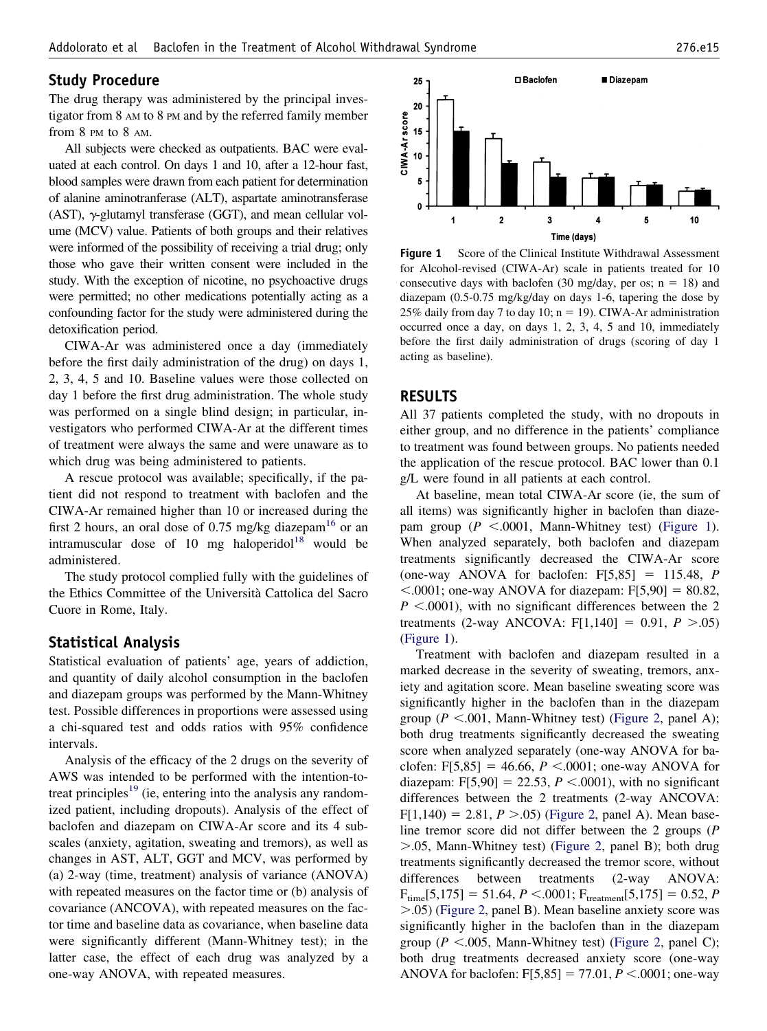## Study Procedure

The drug therapy was administered by the principal investigator from 8 AM to 8 PM and by the referred family member from 8 PM to 8 AM.

All subjects were checked as outpatients. BAC were evaluated at each control. On days 1 and 10, after a 12-hour fast, blood samples were drawn from each patient for determination of alanine aminotranferase (ALT), aspartate aminotransferase (AST), γ-glutamyl transferase (GGT), and mean cellular volume (MCV) value. Patients of both groups and their relatives were informed of the possibility of receiving a trial drug; only those who gave their written consent were included in the study. With the exception of nicotine, no psychoactive drugs were permitted; no other medications potentially acting as a confounding factor for the study were administered during the detoxification period.

CIWA-Ar was administered once a day (immediately before the first daily administration of the drug) on days 1, 2, 3, 4, 5 and 10. Baseline values were those collected on day 1 before the first drug administration. The whole study was performed on a single blind design; in particular, investigators who performed CIWA-Ar at the different times of treatment were always the same and were unaware as to which drug was being administered to patients.

A rescue protocol was available; specifically, if the patient did not respond to treatment with baclofen and the CIWA-Ar remained higher than 10 or increased during the first 2 hours, an oral dose of 0.75 mg/kg diazepam[16] or an intramuscular dose of 10 mg haloperidol[18] would be administered.

The study protocol complied fully with the guidelines of the Ethics Committee of the Università Cattolica del Sacro Cuore in Rome, Italy.

## Statistical Analysis

Statistical evaluation of patients' age, years of addiction, and quantity of daily alcohol consumption in the baclofen and diazepam groups was performed by the Mann-Whitney test. Possible differences in proportions were assessed using a chi-squared test and odds ratios with 95% confidence intervals.

Analysis of the efficacy of the 2 drugs on the severity of AWS was intended to be performed with the intention-to-treat principles[19] (ie, entering into the analysis any randomized patient, including dropouts). Analysis of the effect of baclofen and diazepam on CIWA-Ar score and its 4 subscales (anxiety, agitation, sweating and tremors), as well as changes in AST, ALT, GGT and MCV, was performed by (a) 2-way (time, treatment) analysis of variance (ANOVA) with repeated measures on the factor time or (b) analysis of covariance (ANCOVA), with repeated measures on the factor time and baseline data as covariance, when baseline data were significantly different (Mann-Whitney test); in the latter case, the effect of each drug was analyzed by a one-way ANOVA, with repeated measures.

**Figure 1** Score of the Clinical Institute Withdrawal Assessment for Alcohol-revised (CIWA-Ar) scale in patients treated for 10 consecutive days with baclofen (30 mg/day, per os; n = 18) and diazepam (0.5-0.75 mg/kg/day on days 1-6, tapering the dose by 25% daily from day 7 to day 10; n = 19). CIWA-Ar administration occurred once a day, on days 1, 2, 3, 4, 5 and 10, immediately before the first daily administration of drugs (scoring of day 1 acting as baseline).

## RESULTS

All 37 patients completed the study, with no dropouts in either group, and no difference in the patients' compliance to treatment was found between groups. No patients needed the application of the rescue protocol. BAC lower than 0.1 g/L were found in all patients at each control.

At baseline, mean total CIWA-Ar score (ie, the sum of all items) was significantly higher in baclofen than diazepam group ($P < .0001$, Mann-Whitney test) (Figure 1). When analyzed separately, both baclofen and diazepam treatments significantly decreased the CIWA-Ar score (one-way ANOVA for baclofen: $F[5,85] = 115.48$, $P < .0001$; one-way ANOVA for diazepam: $F[5,90] = 80.82$, $P < .0001$), with no significant differences between the 2 treatments (2-way ANCOVA: $F[1,140] = 0.91$, $P > .05$) (Figure 1).

Treatment with baclofen and diazepam resulted in a marked decrease in the severity of sweating, tremors, anxiety and agitation score. Mean baseline sweating score was significantly higher in the baclofen than in the diazepam group ($P < .001$, Mann-Whitney test) (Figure 2, panel A); both drug treatments significantly decreased the sweating score when analyzed separately (one-way ANOVA for baclofen: $F[5,85] = 46.66$, $P < .0001$; one-way ANOVA for diazepam: $F[5,90] = 22.53$, $P < .0001$), with no significant differences between the 2 treatments (2-way ANCOVA: $F[1,140) = 2.81$, $P > .05$) (Figure 2, panel A). Mean baseline tremor score did not differ between the 2 groups ($P > .05$, Mann-Whitney test) (Figure 2, panel B); both drug treatments significantly decreased the tremor score, without differences between treatments (2-way ANOVA: $F_{time}[5,175] = 51.64$, $P < .0001$; $F_{treatment}[5,175] = 0.52$, $P > .05$) (Figure 2, panel B). Mean baseline anxiety score was significantly higher in the baclofen than in the diazepam group ($P < .005$, Mann-Whitney test) (Figure 2, panel C); both drug treatments decreased anxiety score (one-way ANOVA for baclofen: $F[5,85] = 77.01$, $P < .0001$; one-way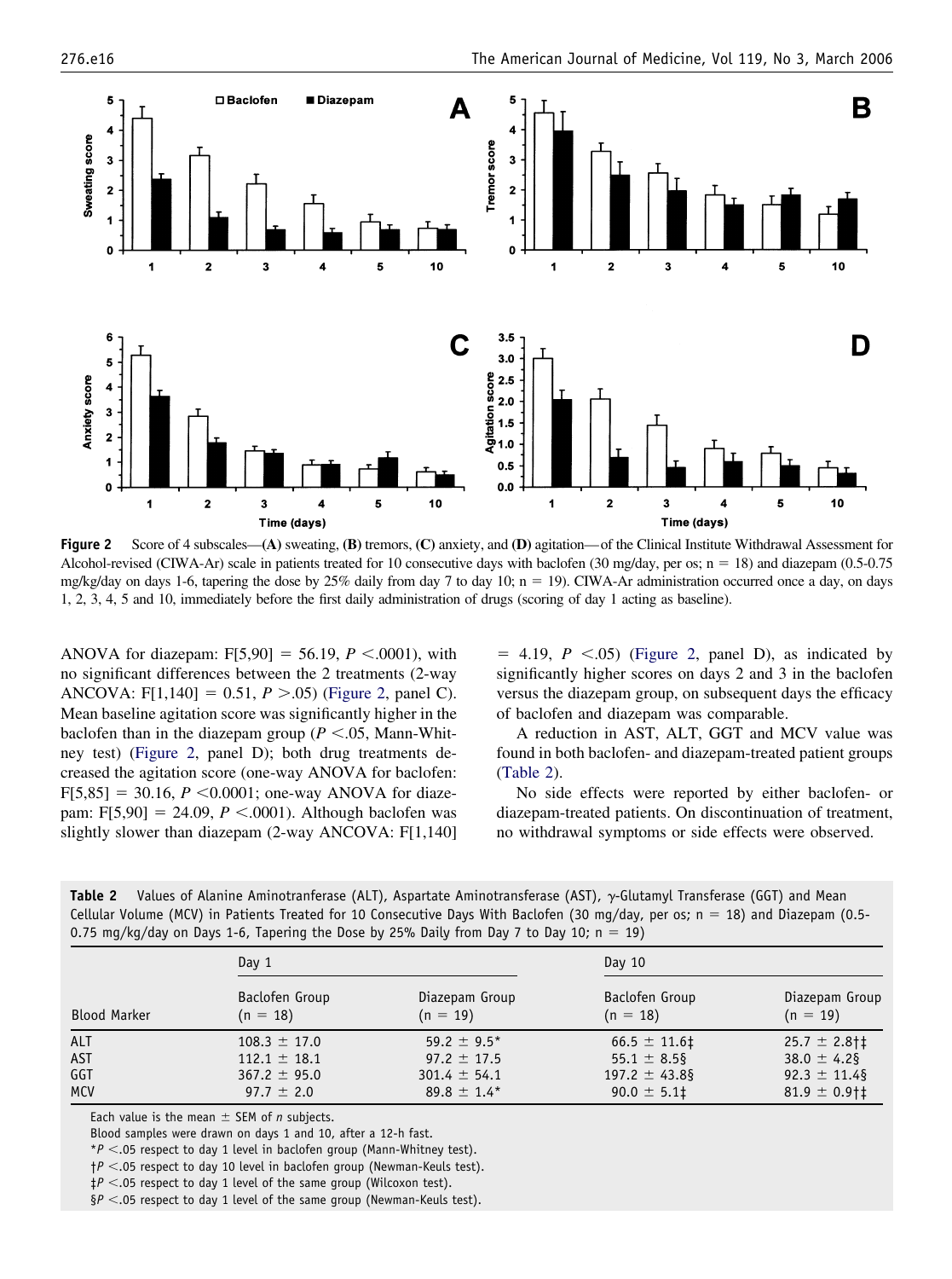Figure 2 Score of 4 subscales—**(A)** sweating, **(B)** tremors, **(C)** anxiety, and **(D)** agitation—of the Clinical Institute Withdrawal Assessment for Alcohol-revised (CIWA-Ar) scale in patients treated for 10 consecutive days with baclofen (30 mg/day, per os; n = 18) and diazepam (0.5-0.75 mg/kg/day on days 1-6, tapering the dose by 25% daily from day 7 to day 10; n = 19). CIWA-Ar administration occurred once a day, on days 1, 2, 3, 4, 5 and 10, immediately before the first daily administration of drugs (scoring of day 1 acting as baseline).

ANOVA for diazepam: $F[5,90] = 56.19$, $P < .0001$), with no significant differences between the 2 treatments (2-way ANCOVA: $F[1,140] = 0.51$, $P > .05$) (Figure 2, panel C). Mean baseline agitation score was significantly higher in the baclofen than in the diazepam group ($P < .05$, Mann-Whitney test) (Figure 2, panel D); both drug treatments decreased the agitation score (one-way ANOVA for baclofen: $F[5,85] = 30.16$, $P < 0.0001$; one-way ANOVA for diazepam: $F[5,90] = 24.09$, $P < .0001$). Although baclofen was slightly slower than diazepam (2-way ANCOVA: $F[1,140] = 4.19$, $P < .05$) (Figure 2, panel D), as indicated by significantly higher scores on days 2 and 3 in the baclofen versus the diazepam group, on subsequent days the efficacy of baclofen and diazepam was comparable.

A reduction in AST, ALT, GGT and MCV value was found in both baclofen- and diazepam-treated patient groups (Table 2).

No side effects were reported by either baclofen- or diazepam-treated patients. On discontinuation of treatment, no withdrawal symptoms or side effects were observed.

**Table 2** Values of Alanine Aminotranferase (ALT), Aspartate Aminotransferase (AST), γ-Glutamyl Transferase (GGT) and Mean Cellular Volume (MCV) in Patients Treated for 10 Consecutive Days With Baclofen (30 mg/day, per os; n = 18) and Diazepam (0.5-0.75 mg/kg/day on Days 1-6, Tapering the Dose by 25% Daily from Day 7 to Day 10; n = 19)

| | Day 1 | | Day 10 | |
|---|---|---|---|---|
| Blood Marker | Baclofen Group (n = 18) | Diazepam Group (n = 19) | Baclofen Group (n = 18) | Diazepam Group (n = 19) |
| ALT | 108.3 ± 17.0 | 59.2 ± 9.5* | 66.5 ± 11.6‡ | 25.7 ± 2.8†‡ |
| AST | 112.1 ± 18.1 | 97.2 ± 17.5 | 55.1 ± 8.5§ | 38.0 ± 4.2§ |
| GGT | 367.2 ± 95.0 | 301.4 ± 54.1 | 197.2 ± 43.8§ | 92.3 ± 11.4§ |
| MCV | 97.7 ± 2.0 | 89.8 ± 1.4* | 90.0 ± 5.1‡ | 81.9 ± 0.9†‡ |

Each value is the mean ± SEM of *n* subjects.
Blood samples were drawn on days 1 and 10, after a 12-h fast.
*$P < .05$ respect to day 1 level in baclofen group (Mann-Whitney test).
†$P < .05$ respect to day 10 level in baclofen group (Newman-Keuls test).
‡$P < .05$ respect to day 1 level of the same group (Wilcoxon test).
§$P < .05$ respect to day 1 level of the same group (Newman-Keuls test).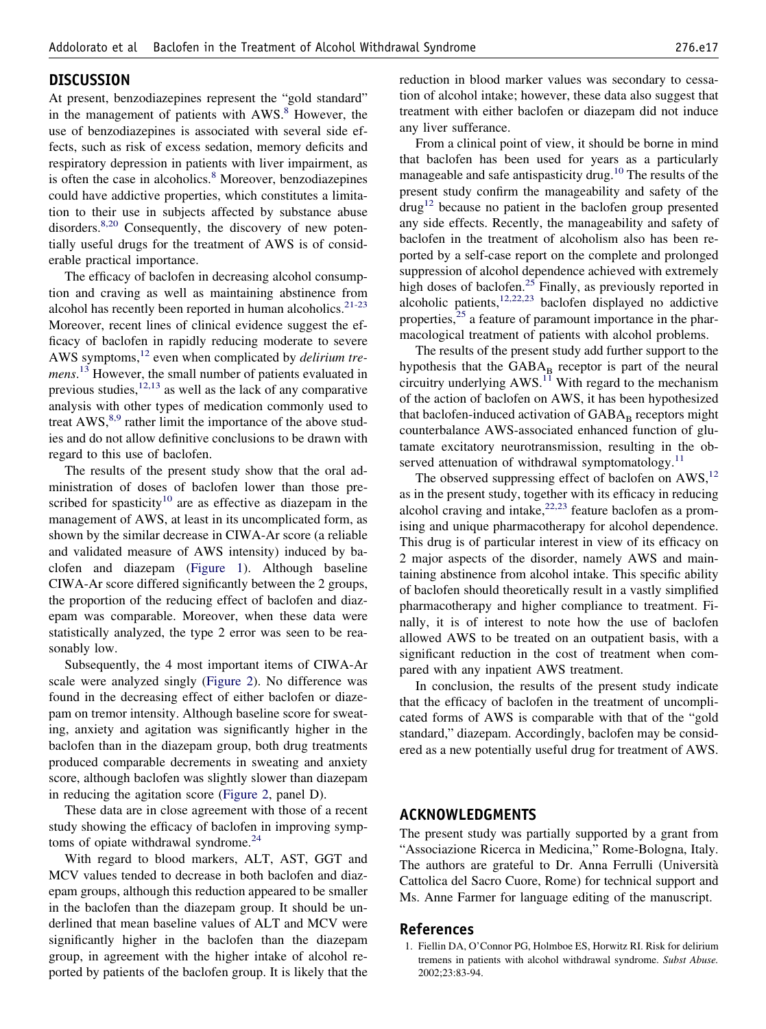## DISCUSSION

At present, benzodiazepines represent the "gold standard" in the management of patients with AWS.[8] However, the use of benzodiazepines is associated with several side effects, such as risk of excess sedation, memory deficits and respiratory depression in patients with liver impairment, as is often the case in alcoholics.[8] Moreover, benzodiazepines could have addictive properties, which constitutes a limitation to their use in subjects affected by substance abuse disorders.[8,20] Consequently, the discovery of new potentially useful drugs for the treatment of AWS is of considerable practical importance.

The efficacy of baclofen in decreasing alcohol consumption and craving as well as maintaining abstinence from alcohol has recently been reported in human alcoholics.[21-23] Moreover, recent lines of clinical evidence suggest the efficacy of baclofen in rapidly reducing moderate to severe AWS symptoms,[12] even when complicated by *delirium tremens*.[13] However, the small number of patients evaluated in previous studies,[12,13] as well as the lack of any comparative analysis with other types of medication commonly used to treat AWS,[8,9] rather limit the importance of the above studies and do not allow definitive conclusions to be drawn with regard to this use of baclofen.

The results of the present study show that the oral administration of doses of baclofen lower than those prescribed for spasticity[10] are as effective as diazepam in the management of AWS, at least in its uncomplicated form, as shown by the similar decrease in CIWA-Ar score (a reliable and validated measure of AWS intensity) induced by baclofen and diazepam (Figure 1). Although baseline CIWA-Ar score differed significantly between the 2 groups, the proportion of the reducing effect of baclofen and diazepam was comparable. Moreover, when these data were statistically analyzed, the type 2 error was seen to be reasonably low.

Subsequently, the 4 most important items of CIWA-Ar scale were analyzed singly (Figure 2). No difference was found in the decreasing effect of either baclofen or diazepam on tremor intensity. Although baseline score for sweating, anxiety and agitation was significantly higher in the baclofen than in the diazepam group, both drug treatments produced comparable decrements in sweating and anxiety score, although baclofen was slightly slower than diazepam in reducing the agitation score (Figure 2, panel D).

These data are in close agreement with those of a recent study showing the efficacy of baclofen in improving symptoms of opiate withdrawal syndrome.[24]

With regard to blood markers, ALT, AST, GGT and MCV values tended to decrease in both baclofen and diazepam groups, although this reduction appeared to be smaller in the baclofen than the diazepam group. It should be underlined that mean baseline values of ALT and MCV were significantly higher in the baclofen than the diazepam group, in agreement with the higher intake of alcohol reported by patients of the baclofen group. It is likely that the reduction in blood marker values was secondary to cessation of alcohol intake; however, these data also suggest that treatment with either baclofen or diazepam did not induce any liver sufferance.

From a clinical point of view, it should be borne in mind that baclofen has been used for years as a particularly manageable and safe antispasticity drug.[10] The results of the present study confirm the manageability and safety of the drug[12] because no patient in the baclofen group presented any side effects. Recently, the manageability and safety of baclofen in the treatment of alcoholism also has been reported by a self-case report on the complete and prolonged suppression of alcohol dependence achieved with extremely high doses of baclofen.[25] Finally, as previously reported in alcoholic patients,[12,22,23] baclofen displayed no addictive properties,[25] a feature of paramount importance in the pharmacological treatment of patients with alcohol problems.

The results of the present study add further support to the hypothesis that the $GABA_B$ receptor is part of the neural circuitry underlying AWS.[11] With regard to the mechanism of the action of baclofen on AWS, it has been hypothesized that baclofen-induced activation of $GABA_B$ receptors might counterbalance AWS-associated enhanced function of glutamate excitatory neurotransmission, resulting in the observed attenuation of withdrawal symptomatology.[11]

The observed suppressing effect of baclofen on AWS,[12] as in the present study, together with its efficacy in reducing alcohol craving and intake,[22,23] feature baclofen as a promising and unique pharmacotherapy for alcohol dependence. This drug is of particular interest in view of its efficacy on 2 major aspects of the disorder, namely AWS and maintaining abstinence from alcohol intake. This specific ability of baclofen should theoretically result in a vastly simplified pharmacotherapy and higher compliance to treatment. Finally, it is of interest to note how the use of baclofen allowed AWS to be treated on an outpatient basis, with a significant reduction in the cost of treatment when compared with any inpatient AWS treatment.

In conclusion, the results of the present study indicate that the efficacy of baclofen in the treatment of uncomplicated forms of AWS is comparable with that of the "gold standard," diazepam. Accordingly, baclofen may be considered as a new potentially useful drug for treatment of AWS.

## ACKNOWLEDGMENTS

The present study was partially supported by a grant from "Associazione Ricerca in Medicina," Rome-Bologna, Italy. The authors are grateful to Dr. Anna Ferrulli (Università Cattolica del Sacro Cuore, Rome) for technical support and Ms. Anne Farmer for language editing of the manuscript.

## References

1. Fiellin DA, O'Connor PG, Holmboe ES, Horwitz RI. Risk for delirium tremens in patients with alcohol withdrawal syndrome. *Subst Abuse.* 2002;23:83-94.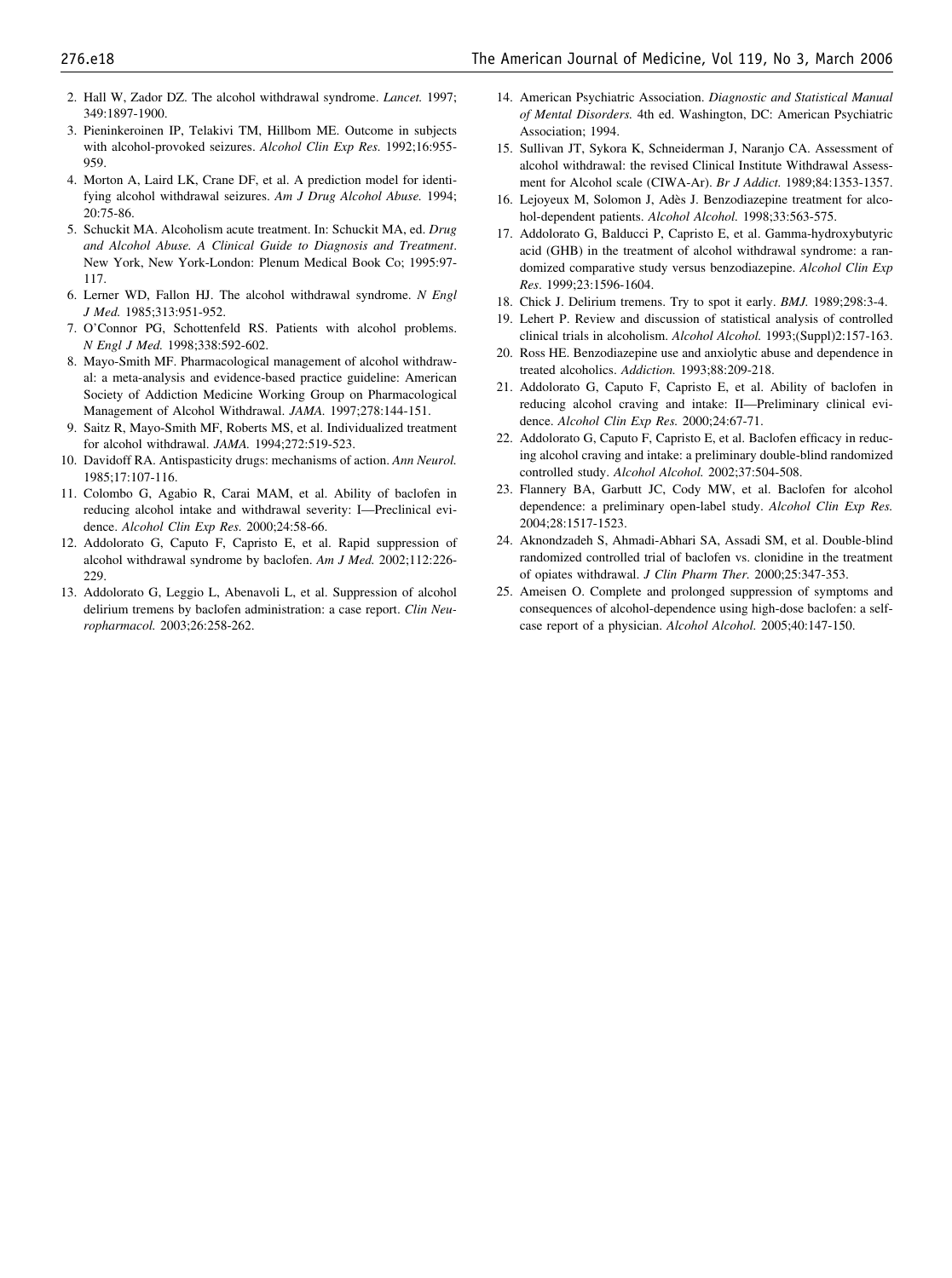2. Hall W, Zador DZ. The alcohol withdrawal syndrome. *Lancet.* 1997;349:1897-1900.
3. Pieninkeroinen IP, Telakivi TM, Hillbom ME. Outcome in subjects with alcohol-provoked seizures. *Alcohol Clin Exp Res.* 1992;16:955-959.
4. Morton A, Laird LK, Crane DF, et al. A prediction model for identifying alcohol withdrawal seizures. *Am J Drug Alcohol Abuse.* 1994;20:75-86.
5. Schuckit MA. Alcoholism acute treatment. In: Schuckit MA, ed. *Drug and Alcohol Abuse. A Clinical Guide to Diagnosis and Treatment*. New York, New York-London: Plenum Medical Book Co; 1995:97-117.
6. Lerner WD, Fallon HJ. The alcohol withdrawal syndrome. *N Engl J Med.* 1985;313:951-952.
7. O'Connor PG, Schottenfeld RS. Patients with alcohol problems. *N Engl J Med.* 1998;338:592-602.
8. Mayo-Smith MF. Pharmacological management of alcohol withdrawal: a meta-analysis and evidence-based practice guideline: American Society of Addiction Medicine Working Group on Pharmacological Management of Alcohol Withdrawal. *JAMA.* 1997;278:144-151.
9. Saitz R, Mayo-Smith MF, Roberts MS, et al. Individualized treatment for alcohol withdrawal. *JAMA.* 1994;272:519-523.
10. Davidoff RA. Antispasticity drugs: mechanisms of action. *Ann Neurol.* 1985;17:107-116.
11. Colombo G, Agabio R, Carai MAM, et al. Ability of baclofen in reducing alcohol intake and withdrawal severity: I—Preclinical evidence. *Alcohol Clin Exp Res.* 2000;24:58-66.
12. Addolorato G, Caputo F, Capristo E, et al. Rapid suppression of alcohol withdrawal syndrome by baclofen. *Am J Med.* 2002;112:226-229.
13. Addolorato G, Leggio L, Abenavoli L, et al. Suppression of alcohol delirium tremens by baclofen administration: a case report. *Clin Neuropharmacol.* 2003;26:258-262.
14. American Psychiatric Association. *Diagnostic and Statistical Manual of Mental Disorders.* 4th ed. Washington, DC: American Psychiatric Association; 1994.
15. Sullivan JT, Sykora K, Schneiderman J, Naranjo CA. Assessment of alcohol withdrawal: the revised Clinical Institute Withdrawal Assessment for Alcohol scale (CIWA-Ar). *Br J Addict.* 1989;84:1353-1357.
16. Lejoyeux M, Solomon J, Adès J. Benzodiazepine treatment for alcohol-dependent patients. *Alcohol Alcohol.* 1998;33:563-575.
17. Addolorato G, Balducci P, Capristo E, et al. Gamma-hydroxybutyric acid (GHB) in the treatment of alcohol withdrawal syndrome: a randomized comparative study versus benzodiazepine. *Alcohol Clin Exp Res*. 1999;23:1596-1604.
18. Chick J. Delirium tremens. Try to spot it early. *BMJ.* 1989;298:3-4.
19. Lehert P. Review and discussion of statistical analysis of controlled clinical trials in alcoholism. *Alcohol Alcohol.* 1993;(Suppl)2:157-163.
20. Ross HE. Benzodiazepine use and anxiolytic abuse and dependence in treated alcoholics. *Addiction.* 1993;88:209-218.
21. Addolorato G, Caputo F, Capristo E, et al. Ability of baclofen in reducing alcohol craving and intake: II—Preliminary clinical evidence. *Alcohol Clin Exp Res.* 2000;24:67-71.
22. Addolorato G, Caputo F, Capristo E, et al. Baclofen efficacy in reducing alcohol craving and intake: a preliminary double-blind randomized controlled study. *Alcohol Alcohol.* 2002;37:504-508.
23. Flannery BA, Garbutt JC, Cody MW, et al. Baclofen for alcohol dependence: a preliminary open-label study. *Alcohol Clin Exp Res.* 2004;28:1517-1523.
24. Aknondzadeh S, Ahmadi-Abhari SA, Assadi SM, et al. Double-blind randomized controlled trial of baclofen vs. clonidine in the treatment of opiates withdrawal. *J Clin Pharm Ther.* 2000;25:347-353.
25. Ameisen O. Complete and prolonged suppression of symptoms and consequences of alcohol-dependence using high-dose baclofen: a self-case report of a physician. *Alcohol Alcohol.* 2005;40:147-150.